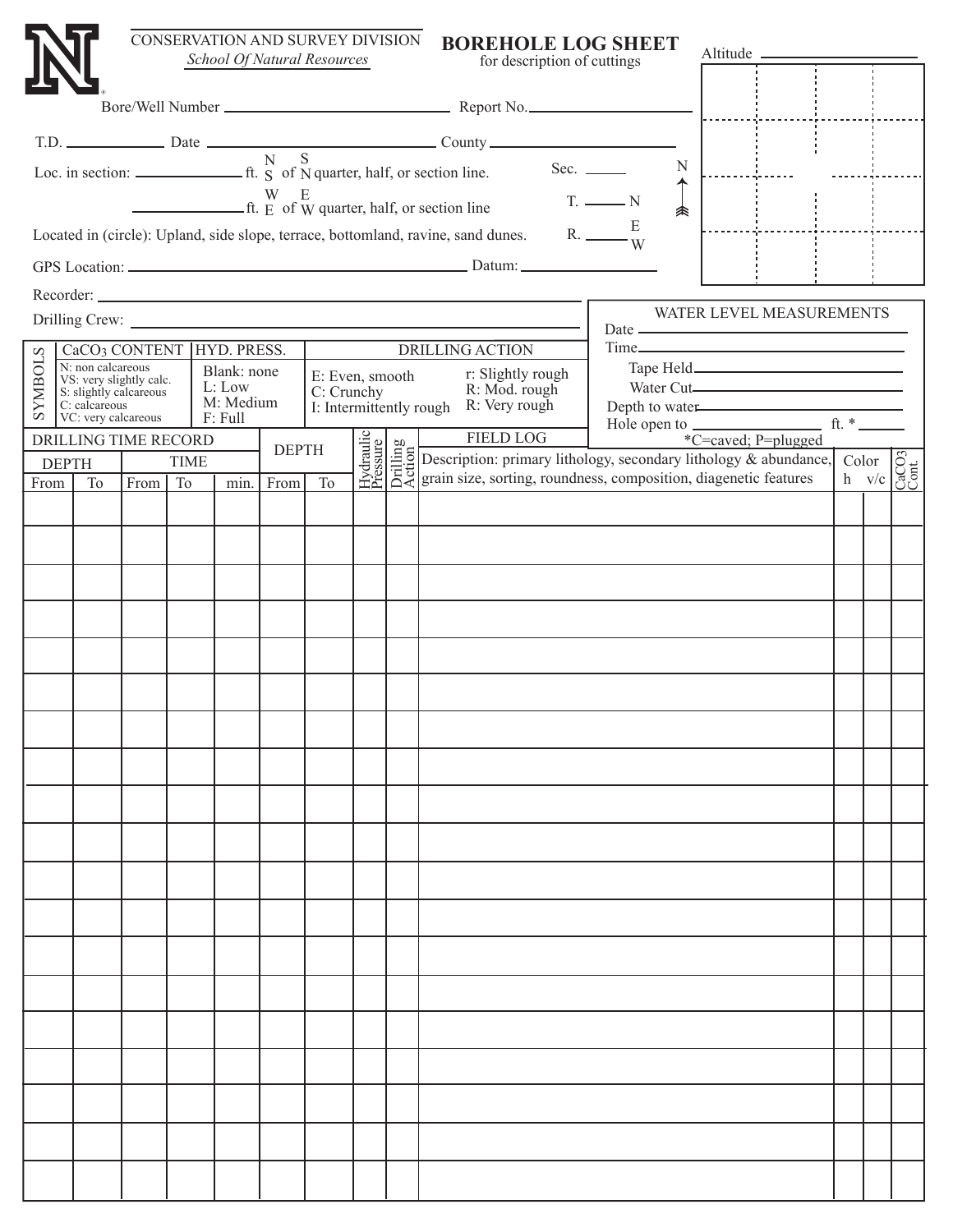CONSERVATION AND SURVEY DIVISION
*School Of Natural Resources*

# BOREHOLE LOG SHEET

for description of cuttings

Altitude ______________________

Bore/Well Number ______________________ Report No. ______________________

T.D. __________ Date ______________________ County ______________________

Loc. in section: __________ ft. N/S of S/N quarter, half, or section line.

__________ ft. W/E of E/W quarter, half, or section line

Sec. ______

T. ______ N

R. ______ E/W

Located in (circle): Upland, side slope, terrace, bottomland, ravine, sand dunes.

GPS Location: ______________________ Datum: ______________________

Recorder: ______________________

Drilling Crew: ______________________

**WATER LEVEL MEASUREMENTS**

Date ______________________

Time ______________________

Tape Held ______________________

Water Cut ______________________

Depth to water ______________________

Hole open to ______________________ ft. * ______

*C=caved; P=plugged

| SYMBOLS | | |
|---|---|---|
| **$CaCO_3$ CONTENT** | **HYD. PRESS.** | **DRILLING ACTION** |
| N: non calcareous<br>VS: very slightly calc.<br>S: slightly calcareous<br>C: calcareous<br>VC: very calcareous | Blank: none<br>L: Low<br>M: Medium<br>F: Full | E: Even, smooth<br>C: Crunchy<br>I: Intermittently rough<br>r: Slightly rough<br>R: Mod. rough<br>R: Very rough |

| DRILLING TIME RECORD | | | | | FIELD LOG | | | | | | | |
|---|---|---|---|---|---|---|---|---|---|---|---|---|
| DEPTH | | TIME | | | DEPTH | | Hydraulic Pressure | Drilling Action | Description: primary lithology, secondary lithology & abundance, grain size, sorting, roundness, composition, diagenetic features | Color | | $CaCO_3$ Cont. |
| From | To | From | To | min. | From | To | | | | h | v/c | |
| | | | | | | | | | | | | |
| | | | | | | | | | | | | |
| | | | | | | | | | | | | |
| | | | | | | | | | | | | |
| | | | | | | | | | | | | |
| | | | | | | | | | | | | |
| | | | | | | | | | | | | |
| | | | | | | | | | | | | |
| | | | | | | | | | | | | |
| | | | | | | | | | | | | |
| | | | | | | | | | | | | |
| | | | | | | | | | | | | |
| | | | | | | | | | | | | |
| | | | | | | | | | | | | |
| | | | | | | | | | | | | |
| | | | | | | | | | | | | |
| | | | | | | | | | | | | |
| | | | | | | | | | | | | |
| | | | | | | | | | | | | |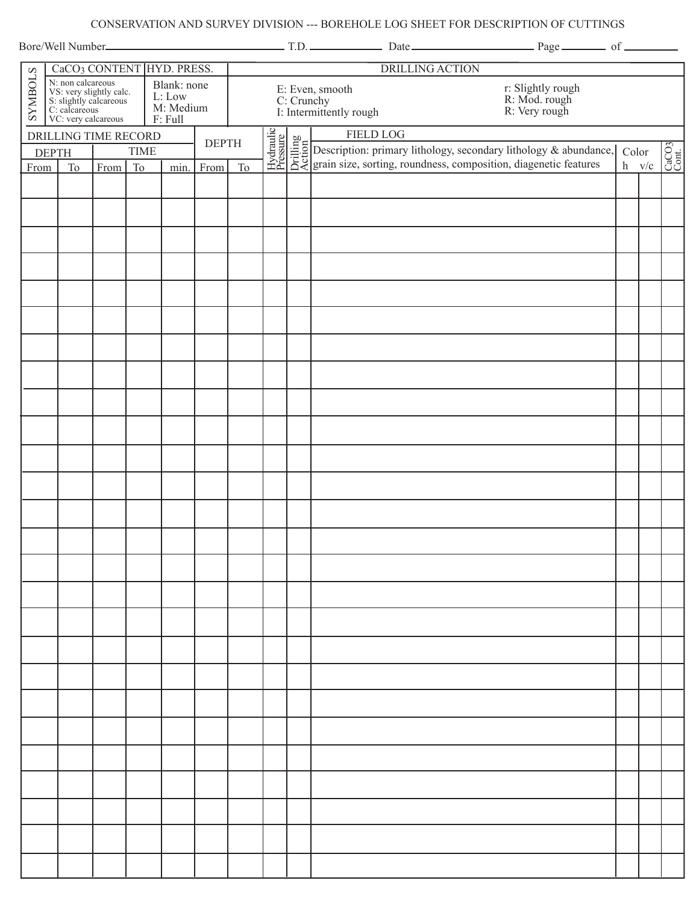CONSERVATION AND SURVEY DIVISION --- BOREHOLE LOG SHEET FOR DESCRIPTION OF CUTTINGS

Bore/Well Number\_\_\_\_\_\_\_\_\_\_ T.D.\_\_\_\_\_\_\_\_\_\_ Date\_\_\_\_\_\_\_\_\_\_ Page\_\_\_\_\_ of\_\_\_\_\_

| SYMBOLS | $CaCO_3$ CONTENT | HYD. PRESS. | DRILLING ACTION | |
|---|---|---|---|---|
| | N: non calcareous<br>VS: very slightly calc.<br>S: slightly calcareous<br>C: calcareous<br>VC: very calcareous | Blank: none<br>L: Low<br>M: Medium<br>F: Full | E: Even, smooth<br>C: Crunchy<br>I: Intermittently rough | r: Slightly rough<br>R: Mod. rough<br>R: Very rough |

| DRILLING TIME RECORD | | | | | DEPTH | | Hydraulic Pressure | Drilling Action | FIELD LOG | | | |
|---|---|---|---|---|---|---|---|---|---|---|---|---|
| DEPTH | | TIME | | | | | | | Description: primary lithology, secondary lithology & abundance, grain size, sorting, roundness, composition, diagenetic features | Color | | $CaCO_3$ Cont. |
| From | To | From | To | min. | From | To | | | | h | v/c | |
| | | | | | | | | | | | | |
| | | | | | | | | | | | | |
| | | | | | | | | | | | | |
| | | | | | | | | | | | | |
| | | | | | | | | | | | | |
| | | | | | | | | | | | | |
| | | | | | | | | | | | | |
| | | | | | | | | | | | | |
| | | | | | | | | | | | | |
| | | | | | | | | | | | | |
| | | | | | | | | | | | | |
| | | | | | | | | | | | | |
| | | | | | | | | | | | | |
| | | | | | | | | | | | | |
| | | | | | | | | | | | | |
| | | | | | | | | | | | | |
| | | | | | | | | | | | | |
| | | | | | | | | | | | | |
| | | | | | | | | | | | | |
| | | | | | | | | | | | | |
| | | | | | | | | | | | | |
| | | | | | | | | | | | | |
| | | | | | | | | | | | | |
| | | | | | | | | | | | | |
| | | | | | | | | | | | | |
| | | | | | | | | | | | | |
| | | | | | | | | | | | | |
| | | | | | | | | | | | | |
| | | | | | | | | | | | | |
| | | | | | | | | | | | | |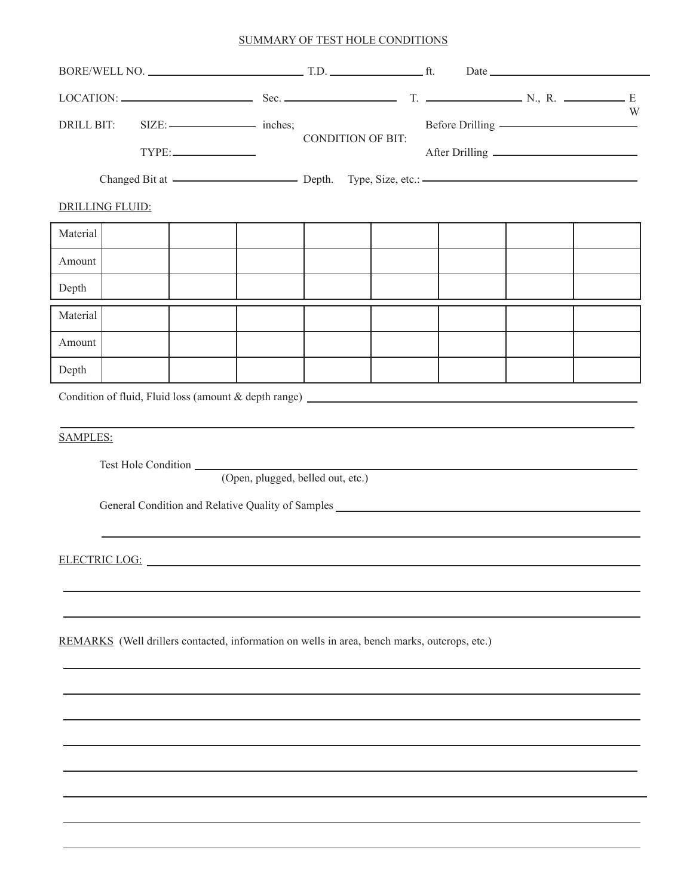# SUMMARY OF TEST HOLE CONDITIONS

BORE/WELL NO. \_\_\_\_\_\_\_\_\_\_\_\_\_\_\_\_ T.D. \_\_\_\_\_\_\_\_\_\_ ft. Date \_\_\_\_\_\_\_\_\_\_\_\_\_\_\_\_

LOCATION: \_\_\_\_\_\_\_\_\_\_\_\_\_\_\_\_ Sec. \_\_\_\_\_\_\_\_\_\_ T. \_\_\_\_\_\_\_\_\_\_ N., R. \_\_\_\_\_\_\_\_ E W

DRILL BIT: SIZE: \_\_\_\_\_\_\_\_\_\_ inches; CONDITION OF BIT: Before Drilling \_\_\_\_\_\_\_\_\_\_\_\_\_\_\_\_

TYPE: \_\_\_\_\_\_\_\_\_\_ After Drilling \_\_\_\_\_\_\_\_\_\_\_\_\_\_\_\_

Changed Bit at \_\_\_\_\_\_\_\_\_\_\_\_\_\_\_\_ Depth. Type, Size, etc.: \_\_\_\_\_\_\_\_\_\_\_\_\_\_\_\_

DRILLING FLUID:

| | | | | | | | | |
|---|---|---|---|---|---|---|---|---|
| Material | | | | | | | | |
| Amount | | | | | | | | |
| Depth | | | | | | | | |
| Material | | | | | | | | |
| Amount | | | | | | | | |
| Depth | | | | | | | | |

Condition of fluid, Fluid loss (amount & depth range) \_\_\_\_\_\_\_\_\_\_\_\_\_\_\_\_

\_\_\_\_\_\_\_\_\_\_\_\_\_\_\_\_\_\_\_\_\_\_\_\_\_\_\_\_\_\_\_\_

SAMPLES:

Test Hole Condition \_\_\_\_\_\_\_\_\_\_\_\_\_\_\_\_
(Open, plugged, belled out, etc.)

General Condition and Relative Quality of Samples \_\_\_\_\_\_\_\_\_\_\_\_\_\_\_\_

\_\_\_\_\_\_\_\_\_\_\_\_\_\_\_\_\_\_\_\_\_\_\_\_\_\_\_\_\_\_\_\_

ELECTRIC LOG: \_\_\_\_\_\_\_\_\_\_\_\_\_\_\_\_

\_\_\_\_\_\_\_\_\_\_\_\_\_\_\_\_\_\_\_\_\_\_\_\_\_\_\_\_\_\_\_\_

\_\_\_\_\_\_\_\_\_\_\_\_\_\_\_\_\_\_\_\_\_\_\_\_\_\_\_\_\_\_\_\_

REMARKS (Well drillers contacted, information on wells in area, bench marks, outcrops, etc.)

\_\_\_\_\_\_\_\_\_\_\_\_\_\_\_\_\_\_\_\_\_\_\_\_\_\_\_\_\_\_\_\_

\_\_\_\_\_\_\_\_\_\_\_\_\_\_\_\_\_\_\_\_\_\_\_\_\_\_\_\_\_\_\_\_

\_\_\_\_\_\_\_\_\_\_\_\_\_\_\_\_\_\_\_\_\_\_\_\_\_\_\_\_\_\_\_\_

\_\_\_\_\_\_\_\_\_\_\_\_\_\_\_\_\_\_\_\_\_\_\_\_\_\_\_\_\_\_\_\_

\_\_\_\_\_\_\_\_\_\_\_\_\_\_\_\_\_\_\_\_\_\_\_\_\_\_\_\_\_\_\_\_

\_\_\_\_\_\_\_\_\_\_\_\_\_\_\_\_\_\_\_\_\_\_\_\_\_\_\_\_\_\_\_\_

\_\_\_\_\_\_\_\_\_\_\_\_\_\_\_\_\_\_\_\_\_\_\_\_\_\_\_\_\_\_\_\_

\_\_\_\_\_\_\_\_\_\_\_\_\_\_\_\_\_\_\_\_\_\_\_\_\_\_\_\_\_\_\_\_